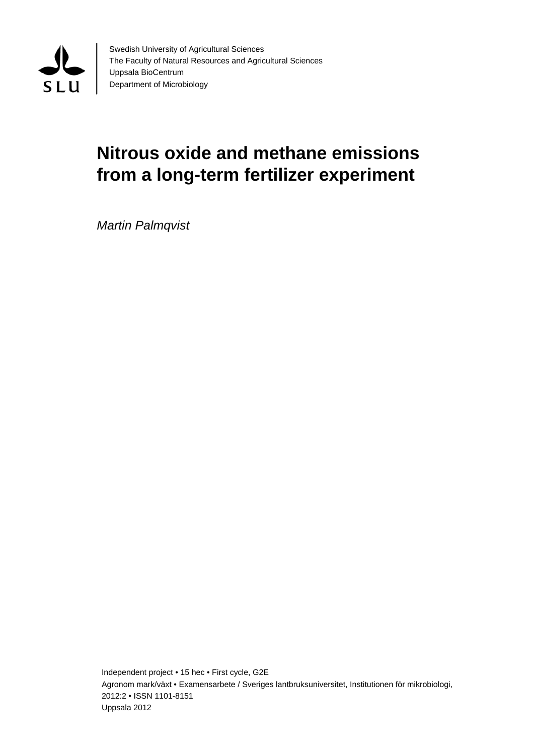Swedish University of Agricultural Sciences
The Faculty of Natural Resources and Agricultural Sciences
Uppsala BioCentrum
Department of Microbiology

# Nitrous oxide and methane emissions from a long-term fertilizer experiment

*Martin Palmqvist*

Independent project • 15 hec • First cycle, G2E
Agronom mark/växt • Examensarbete / Sveriges lantbruksuniversitet, Institutionen för mikrobiologi, 2012:2 • ISSN 1101-8151
Uppsala 2012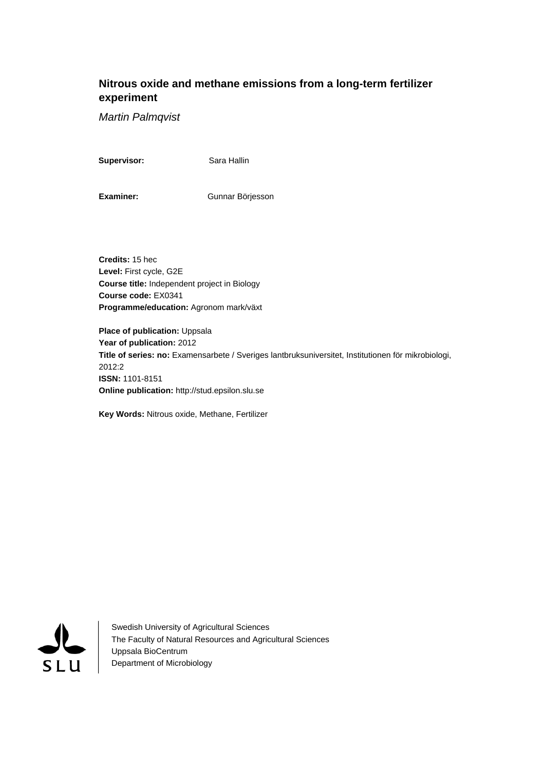# Nitrous oxide and methane emissions from a long-term fertilizer experiment

*Martin Palmqvist*

**Supervisor:** Sara Hallin

**Examiner:** Gunnar Börjesson

**Credits:** 15 hec
**Level:** First cycle, G2E
**Course title:** Independent project in Biology
**Course code:** EX0341
**Programme/education:** Agronom mark/växt

**Place of publication:** Uppsala
**Year of publication:** 2012
**Title of series: no:** Examensarbete / Sveriges lantbruksuniversitet, Institutionen för mikrobiologi, 2012:2
**ISSN:** 1101-8151
**Online publication:** http://stud.epsilon.slu.se

**Key Words:** Nitrous oxide, Methane, Fertilizer

SLU

Swedish University of Agricultural Sciences
The Faculty of Natural Resources and Agricultural Sciences
Uppsala BioCentrum
Department of Microbiology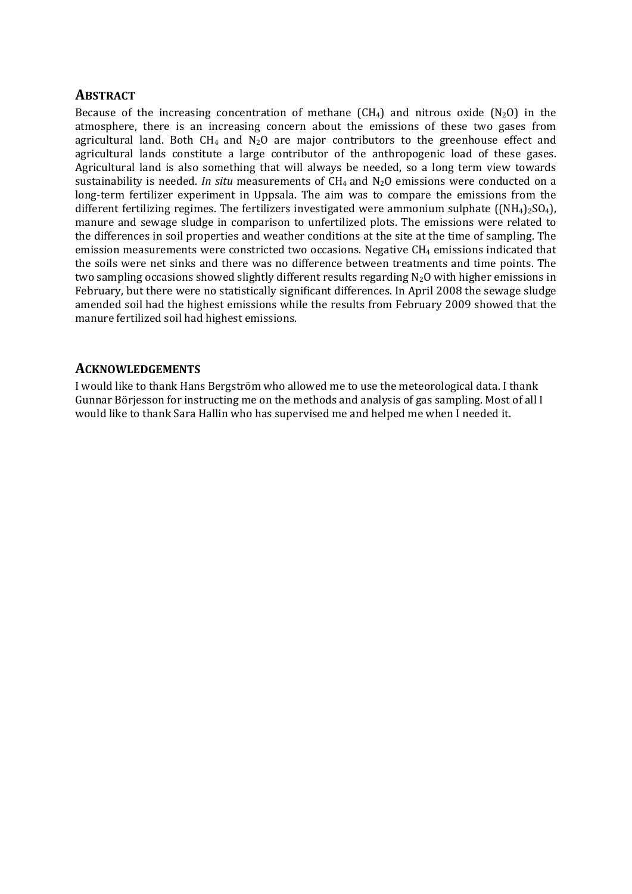## Abstract

Because of the increasing concentration of methane ($CH_4$) and nitrous oxide ($N_2O$) in the atmosphere, there is an increasing concern about the emissions of these two gases from agricultural land. Both $CH_4$ and $N_2O$ are major contributors to the greenhouse effect and agricultural lands constitute a large contributor of the anthropogenic load of these gases. Agricultural land is also something that will always be needed, so a long term view towards sustainability is needed. *In situ* measurements of $CH_4$ and $N_2O$ emissions were conducted on a long-term fertilizer experiment in Uppsala. The aim was to compare the emissions from the different fertilizing regimes. The fertilizers investigated were ammonium sulphate ($(NH_4)_2SO_4$), manure and sewage sludge in comparison to unfertilized plots. The emissions were related to the differences in soil properties and weather conditions at the site at the time of sampling. The emission measurements were constricted two occasions. Negative $CH_4$ emissions indicated that the soils were net sinks and there was no difference between treatments and time points. The two sampling occasions showed slightly different results regarding $N_2O$ with higher emissions in February, but there were no statistically significant differences. In April 2008 the sewage sludge amended soil had the highest emissions while the results from February 2009 showed that the manure fertilized soil had highest emissions.

## Acknowledgements

I would like to thank Hans Bergström who allowed me to use the meteorological data. I thank Gunnar Börjesson for instructing me on the methods and analysis of gas sampling. Most of all I would like to thank Sara Hallin who has supervised me and helped me when I needed it.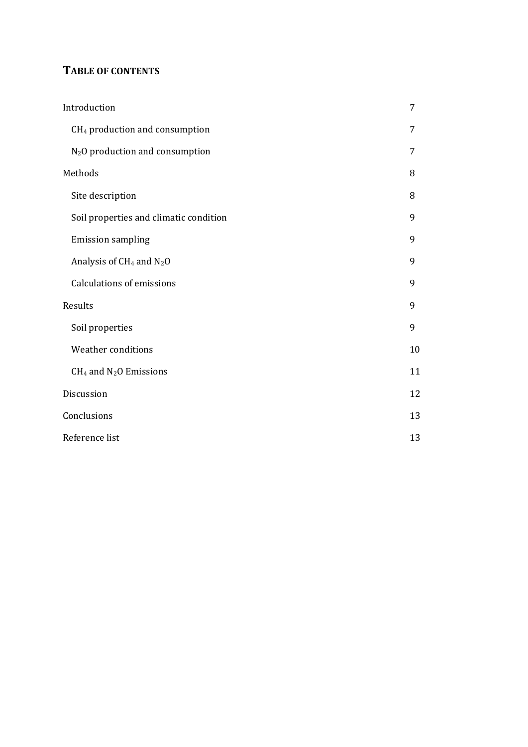## TABLE OF CONTENTS

| | |
|---|---|
| Introduction | 7 |
| $CH_4$ production and consumption | 7 |
| $N_2O$ production and consumption | 7 |
| Methods | 8 |
| Site description | 8 |
| Soil properties and climatic condition | 9 |
| Emission sampling | 9 |
| Analysis of $CH_4$ and $N_2O$ | 9 |
| Calculations of emissions | 9 |
| Results | 9 |
| Soil properties | 9 |
| Weather conditions | 10 |
| $CH_4$ and $N_2O$ Emissions | 11 |
| Discussion | 12 |
| Conclusions | 13 |
| Reference list | 13 |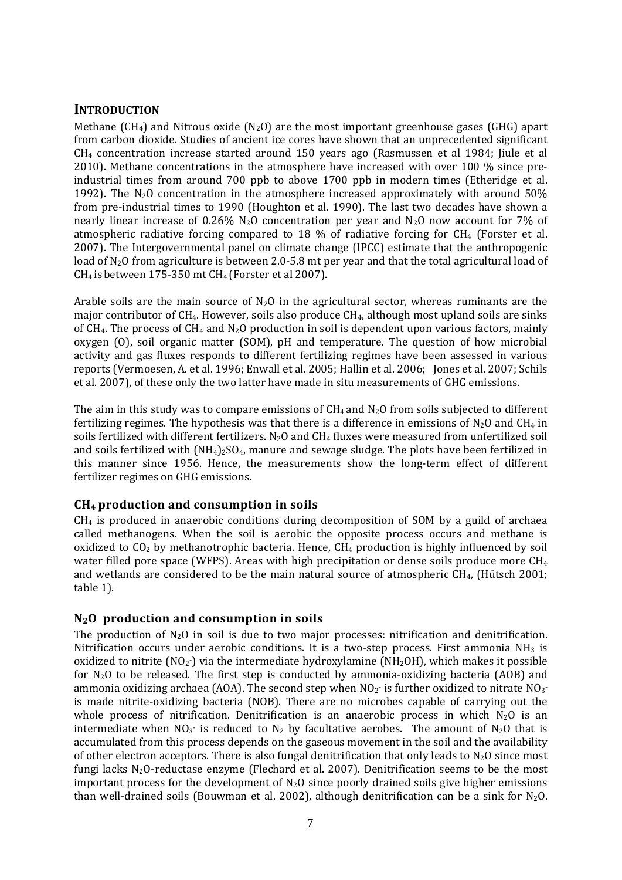## INTRODUCTION

Methane ($CH_4$) and Nitrous oxide ($N_2O$) are the most important greenhouse gases (GHG) apart from carbon dioxide. Studies of ancient ice cores have shown that an unprecedented significant $CH_4$ concentration increase started around 150 years ago (Rasmussen et al 1984; Jiule et al 2010). Methane concentrations in the atmosphere have increased with over 100 % since pre-industrial times from around 700 ppb to above 1700 ppb in modern times (Etheridge et al. 1992). The $N_2O$ concentration in the atmosphere increased approximately with around 50% from pre-industrial times to 1990 (Houghton et al. 1990). The last two decades have shown a nearly linear increase of 0.26% $N_2O$ concentration per year and $N_2O$ now account for 7% of atmospheric radiative forcing compared to 18 % of radiative forcing for $CH_4$ (Forster et al. 2007). The Intergovernmental panel on climate change (IPCC) estimate that the anthropogenic load of $N_2O$ from agriculture is between 2.0-5.8 mt per year and that the total agricultural load of $CH_4$ is between 175-350 mt $CH_4$ (Forster et al 2007).

Arable soils are the main source of $N_2O$ in the agricultural sector, whereas ruminants are the major contributor of $CH_4$. However, soils also produce $CH_4$, although most upland soils are sinks of $CH_4$. The process of $CH_4$ and $N_2O$ production in soil is dependent upon various factors, mainly oxygen (O), soil organic matter (SOM), pH and temperature. The question of how microbial activity and gas fluxes responds to different fertilizing regimes have been assessed in various reports (Vermoesen, A. et al. 1996; Enwall et al. 2005; Hallin et al. 2006; Jones et al. 2007; Schils et al. 2007), of these only the two latter have made in situ measurements of GHG emissions.

The aim in this study was to compare emissions of $CH_4$ and $N_2O$ from soils subjected to different fertilizing regimes. The hypothesis was that there is a difference in emissions of $N_2O$ and $CH_4$ in soils fertilized with different fertilizers. $N_2O$ and $CH_4$ fluxes were measured from unfertilized soil and soils fertilized with $(NH_4)_2SO_4$, manure and sewage sludge. The plots have been fertilized in this manner since 1956. Hence, the measurements show the long-term effect of different fertilizer regimes on GHG emissions.

### $CH_4$ production and consumption in soils

$CH_4$ is produced in anaerobic conditions during decomposition of SOM by a guild of archaea called methanogens. When the soil is aerobic the opposite process occurs and methane is oxidized to $CO_2$ by methanotrophic bacteria. Hence, $CH_4$ production is highly influenced by soil water filled pore space (WFPS). Areas with high precipitation or dense soils produce more $CH_4$ and wetlands are considered to be the main natural source of atmospheric $CH_4$, (Hütsch 2001; table 1).

### $N_2O$ production and consumption in soils

The production of $N_2O$ in soil is due to two major processes: nitrification and denitrification. Nitrification occurs under aerobic conditions. It is a two-step process. First ammonia $NH_3$ is oxidized to nitrite ($NO_2^-$) via the intermediate hydroxylamine ($NH_2OH$), which makes it possible for $N_2O$ to be released. The first step is conducted by ammonia-oxidizing bacteria (AOB) and ammonia oxidizing archaea (AOA). The second step when $NO_2^-$ is further oxidized to nitrate $NO_3^-$ is made nitrite-oxidizing bacteria (NOB). There are no microbes capable of carrying out the whole process of nitrification. Denitrification is an anaerobic process in which $N_2O$ is an intermediate when $NO_3^-$ is reduced to $N_2$ by facultative aerobes. The amount of $N_2O$ that is accumulated from this process depends on the gaseous movement in the soil and the availability of other electron acceptors. There is also fungal denitrification that only leads to $N_2O$ since most fungi lacks $N_2O$-reductase enzyme (Flechard et al. 2007). Denitrification seems to be the most important process for the development of $N_2O$ since poorly drained soils give higher emissions than well-drained soils (Bouwman et al. 2002), although denitrification can be a sink for $N_2O$.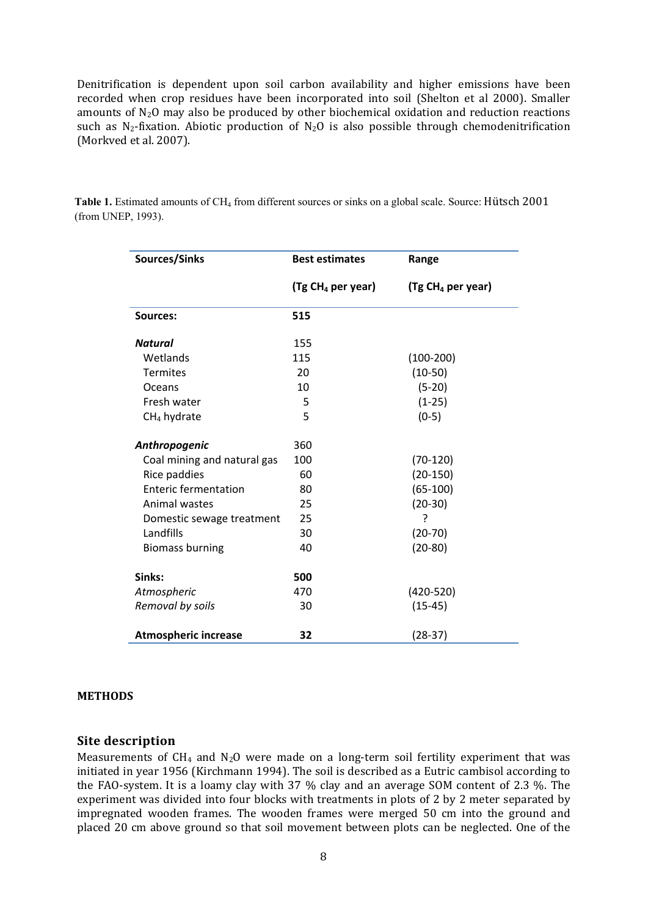Denitrification is dependent upon soil carbon availability and higher emissions have been recorded when crop residues have been incorporated into soil (Shelton et al 2000). Smaller amounts of $N_2O$ may also be produced by other biochemical oxidation and reduction reactions such as $N_2$-fixation. Abiotic production of $N_2O$ is also possible through chemodenitrification (Morkved et al. 2007).

**Table 1.** Estimated amounts of $CH_4$ from different sources or sinks on a global scale. Source: Hütsch 2001 (from UNEP, 1993).

| Sources/Sinks | Best estimates (Tg $CH_4$ per year) | Range (Tg $CH_4$ per year) |
|---|---|---|
| **Sources:** | **515** | |
| ***Natural*** | 155 | |
| Wetlands | 115 | (100-200) |
| Termites | 20 | (10-50) |
| Oceans | 10 | (5-20) |
| Fresh water | 5 | (1-25) |
| $CH_4$ hydrate | 5 | (0-5) |
| ***Anthropogenic*** | 360 | |
| Coal mining and natural gas | 100 | (70-120) |
| Rice paddies | 60 | (20-150) |
| Enteric fermentation | 80 | (65-100) |
| Animal wastes | 25 | (20-30) |
| Domestic sewage treatment | 25 | ? |
| Landfills | 30 | (20-70) |
| Biomass burning | 40 | (20-80) |
| **Sinks:** | **500** | |
| *Atmospheric* | 470 | (420-520) |
| *Removal by soils* | 30 | (15-45) |
| **Atmospheric increase** | **32** | (28-37) |

## METHODS

### Site description

Measurements of $CH_4$ and $N_2O$ were made on a long-term soil fertility experiment that was initiated in year 1956 (Kirchmann 1994). The soil is described as a Eutric cambisol according to the FAO-system. It is a loamy clay with 37 % clay and an average SOM content of 2.3 %. The experiment was divided into four blocks with treatments in plots of 2 by 2 meter separated by impregnated wooden frames. The wooden frames were merged 50 cm into the ground and placed 20 cm above ground so that soil movement between plots can be neglected. One of the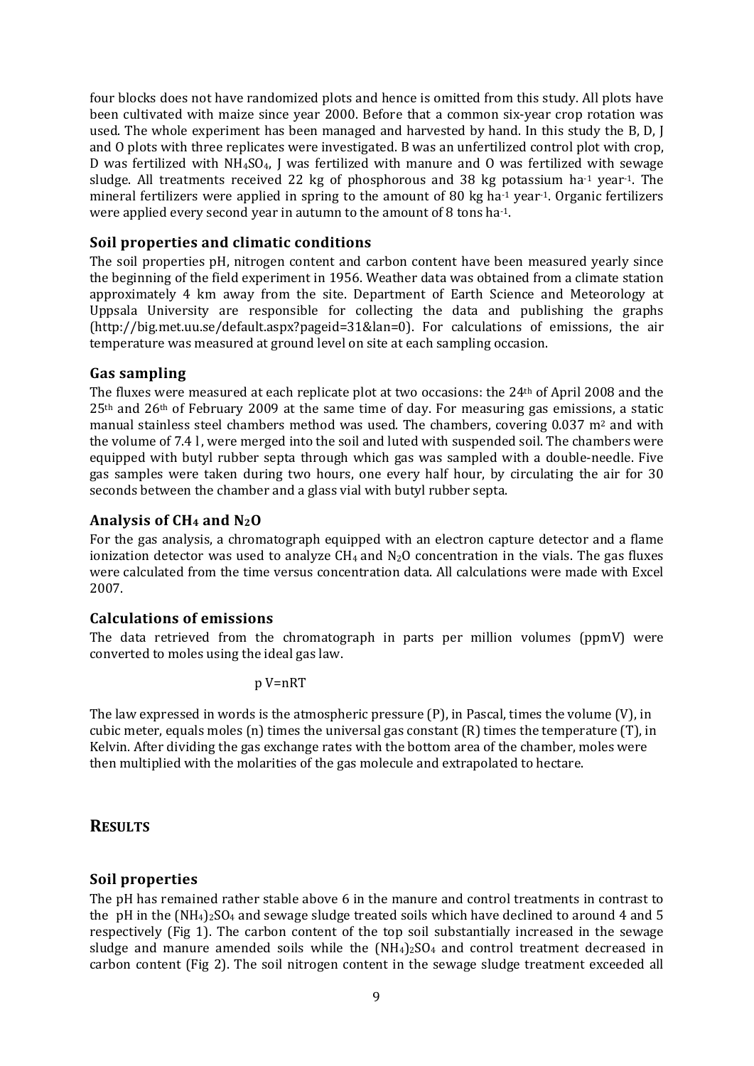four blocks does not have randomized plots and hence is omitted from this study. All plots have been cultivated with maize since year 2000. Before that a common six-year crop rotation was used. The whole experiment has been managed and harvested by hand. In this study the B, D, J and O plots with three replicates were investigated. B was an unfertilized control plot with crop, D was fertilized with $NH_4SO_4$, J was fertilized with manure and O was fertilized with sewage sludge. All treatments received 22 kg of phosphorous and 38 kg potassium $ha^{-1}$ $year^{-1}$. The mineral fertilizers were applied in spring to the amount of 80 kg $ha^{-1}$ $year^{-1}$. Organic fertilizers were applied every second year in autumn to the amount of 8 tons $ha^{-1}$.

## Soil properties and climatic conditions

The soil properties pH, nitrogen content and carbon content have been measured yearly since the beginning of the field experiment in 1956. Weather data was obtained from a climate station approximately 4 km away from the site. Department of Earth Science and Meteorology at Uppsala University are responsible for collecting the data and publishing the graphs (http://big.met.uu.se/default.aspx?pageid=31&lan=0). For calculations of emissions, the air temperature was measured at ground level on site at each sampling occasion.

## Gas sampling

The fluxes were measured at each replicate plot at two occasions: the 24th of April 2008 and the 25th and 26th of February 2009 at the same time of day. For measuring gas emissions, a static manual stainless steel chambers method was used. The chambers, covering 0.037 $m^2$ and with the volume of 7.4 l, were merged into the soil and luted with suspended soil. The chambers were equipped with butyl rubber septa through which gas was sampled with a double-needle. Five gas samples were taken during two hours, one every half hour, by circulating the air for 30 seconds between the chamber and a glass vial with butyl rubber septa.

## Analysis of $CH_4$ and $N_2O$

For the gas analysis, a chromatograph equipped with an electron capture detector and a flame ionization detector was used to analyze $CH_4$ and $N_2O$ concentration in the vials. The gas fluxes were calculated from the time versus concentration data. All calculations were made with Excel 2007.

## Calculations of emissions

The data retrieved from the chromatograph in parts per million volumes (ppmV) were converted to moles using the ideal gas law.

$$p\,V = nRT$$

The law expressed in words is the atmospheric pressure (P), in Pascal, times the volume (V), in cubic meter, equals moles (n) times the universal gas constant (R) times the temperature (T), in Kelvin. After dividing the gas exchange rates with the bottom area of the chamber, moles were then multiplied with the molarities of the gas molecule and extrapolated to hectare.

# RESULTS

## Soil properties

The pH has remained rather stable above 6 in the manure and control treatments in contrast to the pH in the $(NH_4)_2SO_4$ and sewage sludge treated soils which have declined to around 4 and 5 respectively (Fig 1). The carbon content of the top soil substantially increased in the sewage sludge and manure amended soils while the $(NH_4)_2SO_4$ and control treatment decreased in carbon content (Fig 2). The soil nitrogen content in the sewage sludge treatment exceeded all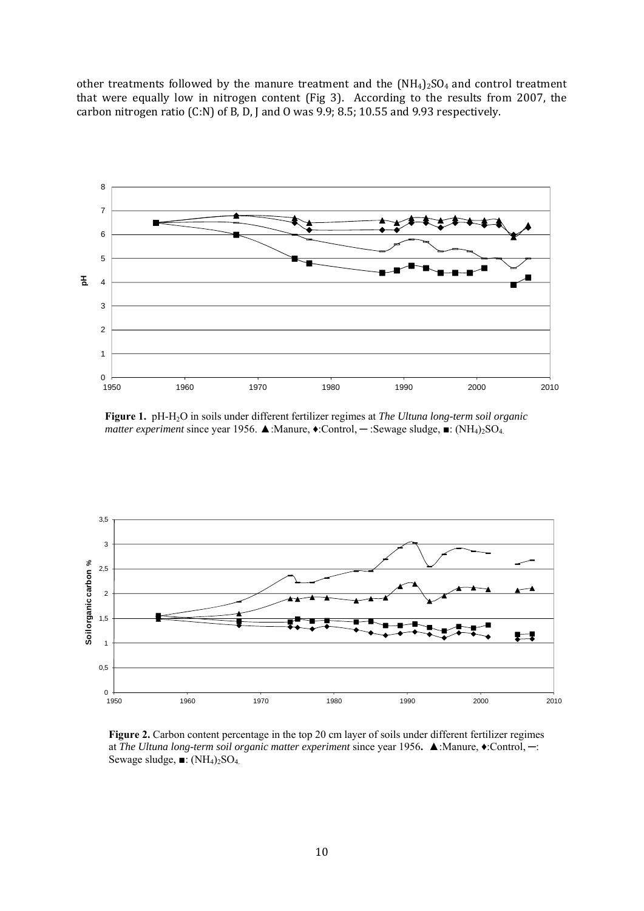other treatments followed by the manure treatment and the $(NH_4)_2SO_4$ and control treatment that were equally low in nitrogen content (Fig 3). According to the results from 2007, the carbon nitrogen ratio (C:N) of B, D, J and O was 9.9; 8.5; 10.55 and 9.93 respectively.

**Figure 1.** pH-$H_2O$ in soils under different fertilizer regimes at *The Ultuna long-term soil organic matter experiment* since year 1956. ▲:Manure, ♦:Control, ─ :Sewage sludge, ■: $(NH_4)_2SO_4$.

**Figure 2.** Carbon content percentage in the top 20 cm layer of soils under different fertilizer regimes at *The Ultuna long-term soil organic matter experiment* since year 1956**.** ▲:Manure, ♦:Control, ─: Sewage sludge, ■: $(NH_4)_2SO_4$.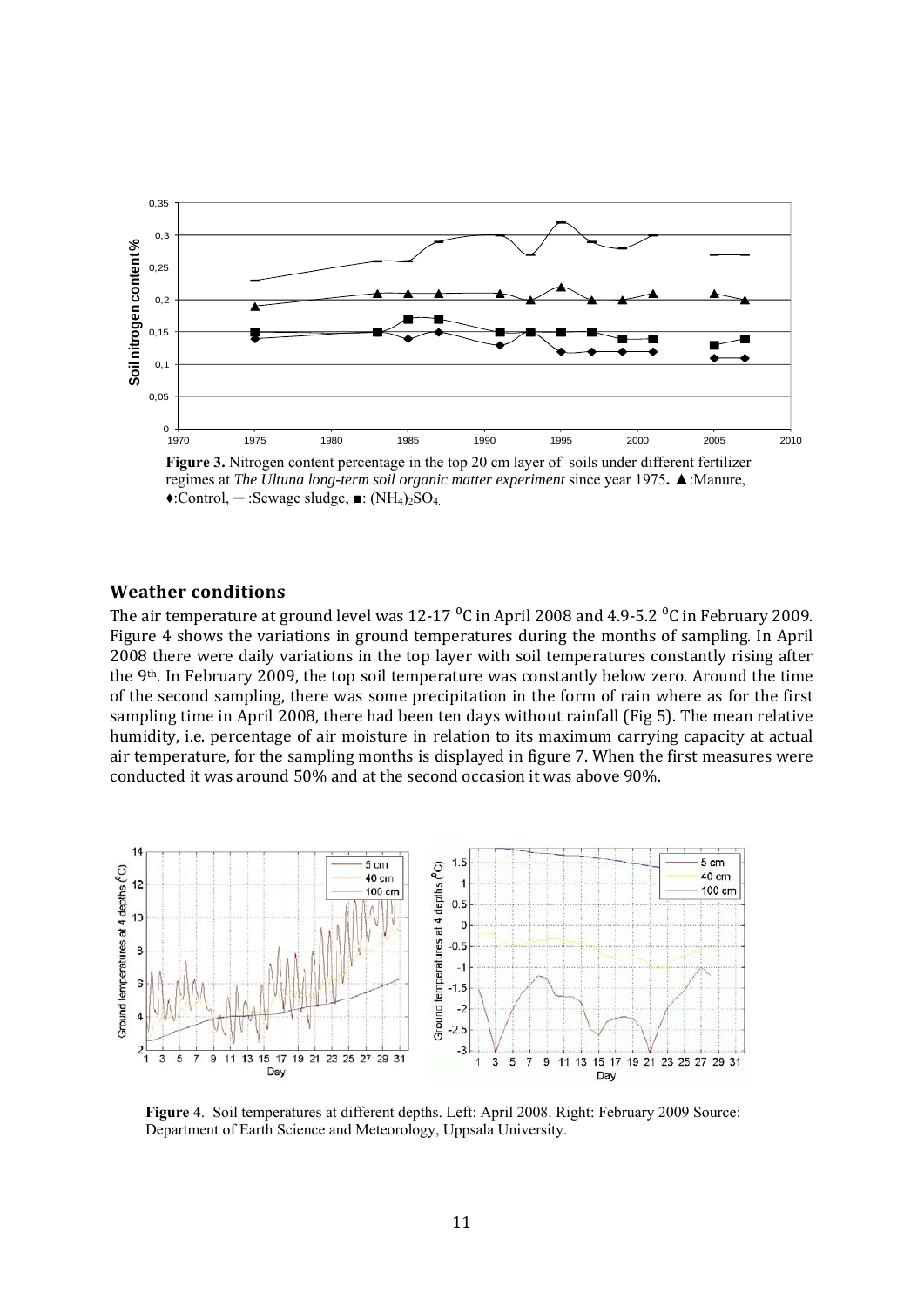**Figure 3.** Nitrogen content percentage in the top 20 cm layer of soils under different fertilizer regimes at *The Ultuna long-term soil organic matter experiment* since year 1975. ▲:Manure, ♦:Control, ━ :Sewage sludge, ■: $(NH_4)_2SO_4$.

## Weather conditions

The air temperature at ground level was 12-17 $^0$C in April 2008 and 4.9-5.2 $^0$C in February 2009. Figure 4 shows the variations in ground temperatures during the months of sampling. In April 2008 there were daily variations in the top layer with soil temperatures constantly rising after the 9th. In February 2009, the top soil temperature was constantly below zero. Around the time of the second sampling, there was some precipitation in the form of rain where as for the first sampling time in April 2008, there had been ten days without rainfall (Fig 5). The mean relative humidity, i.e. percentage of air moisture in relation to its maximum carrying capacity at actual air temperature, for the sampling months is displayed in figure 7. When the first measures were conducted it was around 50% and at the second occasion it was above 90%.

**Figure 4**. Soil temperatures at different depths. Left: April 2008. Right: February 2009 Source: Department of Earth Science and Meteorology, Uppsala University.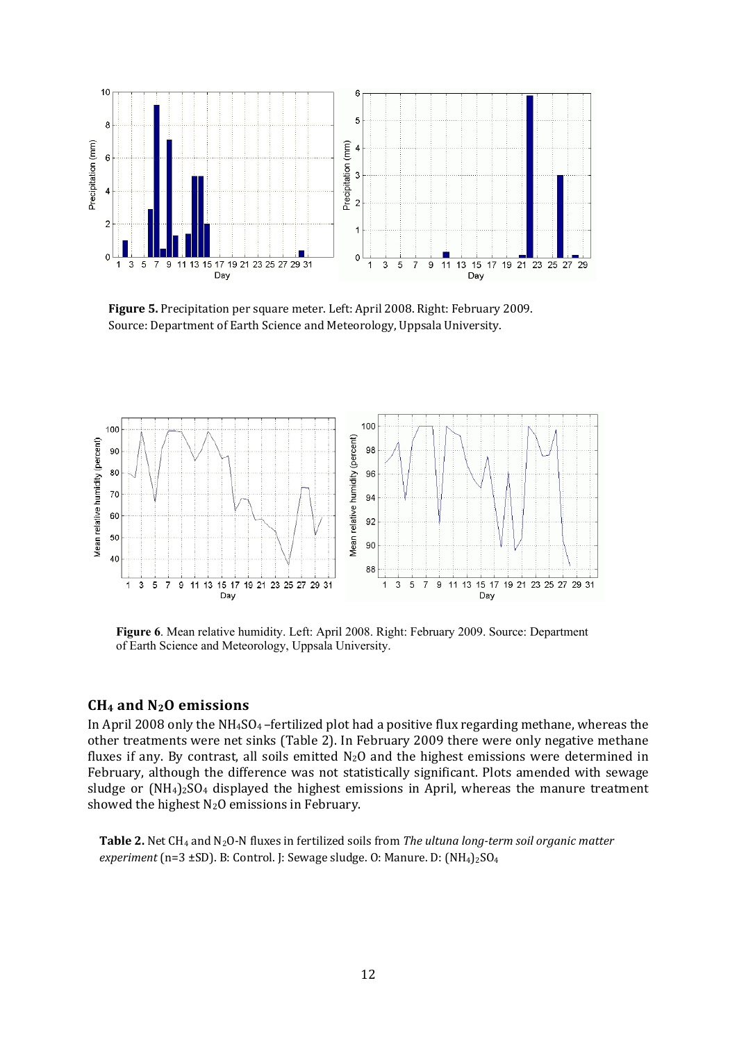**Figure 5.** Precipitation per square meter. Left: April 2008. Right: February 2009. Source: Department of Earth Science and Meteorology, Uppsala University.

**Figure 6**. Mean relative humidity. Left: April 2008. Right: February 2009. Source: Department of Earth Science and Meteorology, Uppsala University.

## $CH_4$ and $N_2O$ emissions

In April 2008 only the $NH_4SO_4$ –fertilized plot had a positive flux regarding methane, whereas the other treatments were net sinks (Table 2). In February 2009 there were only negative methane fluxes if any. By contrast, all soils emitted $N_2O$ and the highest emissions were determined in February, although the difference was not statistically significant. Plots amended with sewage sludge or $(NH_4)_2SO_4$ displayed the highest emissions in April, whereas the manure treatment showed the highest $N_2O$ emissions in February.

**Table 2.** Net $CH_4$ and $N_2O$-N fluxes in fertilized soils from *The ultuna long-term soil organic matter experiment* (n=3 ±SD). B: Control. J: Sewage sludge. O: Manure. D: $(NH_4)_2SO_4$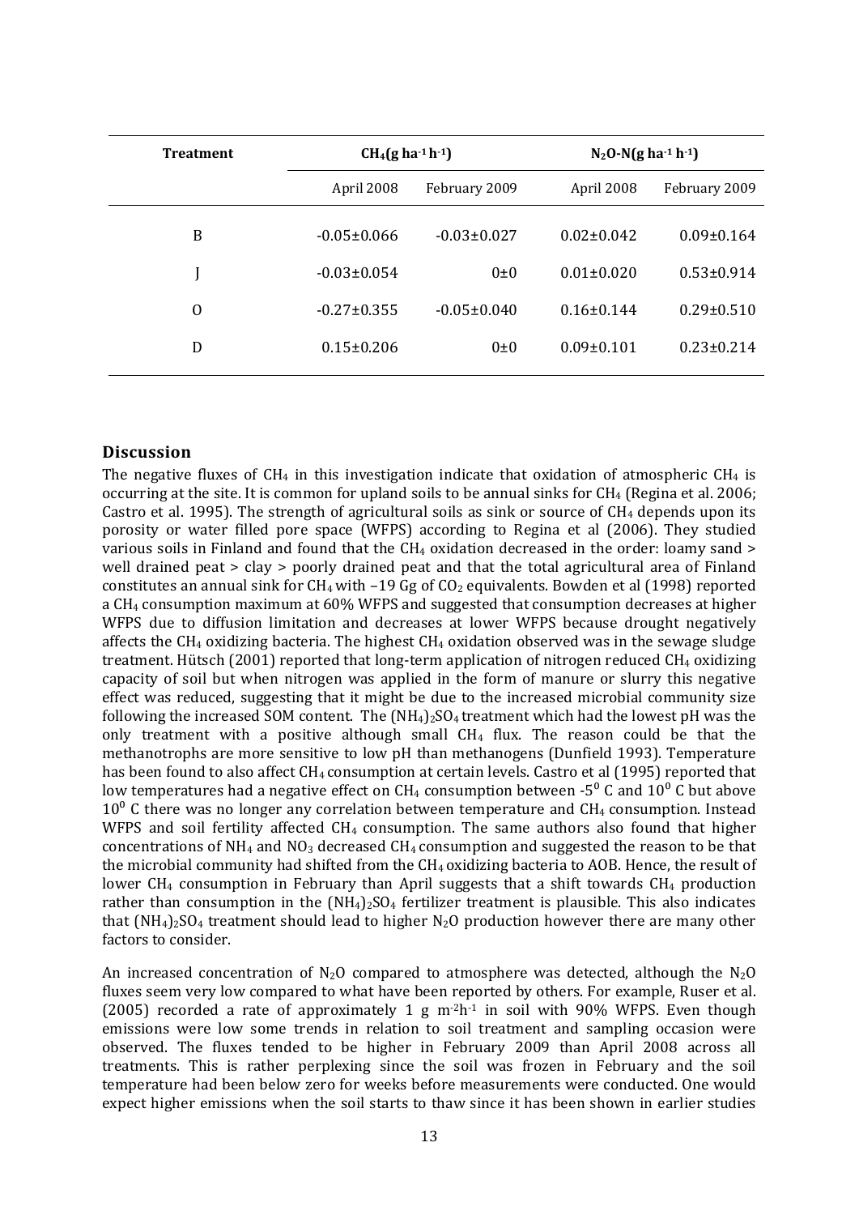| Treatment | $CH_4$(g ha$^{-1}$ h$^{-1}$) | | $N_2O$-N(g ha$^{-1}$ h$^{-1}$) | |
|---|---|---|---|---|
| | April 2008 | February 2009 | April 2008 | February 2009 |
| B | -0.05±0.066 | -0.03±0.027 | 0.02±0.042 | 0.09±0.164 |
| J | -0.03±0.054 | 0±0 | 0.01±0.020 | 0.53±0.914 |
| O | -0.27±0.355 | -0.05±0.040 | 0.16±0.144 | 0.29±0.510 |
| D | 0.15±0.206 | 0±0 | 0.09±0.101 | 0.23±0.214 |

## Discussion

The negative fluxes of $CH_4$ in this investigation indicate that oxidation of atmospheric $CH_4$ is occurring at the site. It is common for upland soils to be annual sinks for $CH_4$ (Regina et al. 2006; Castro et al. 1995). The strength of agricultural soils as sink or source of $CH_4$ depends upon its porosity or water filled pore space (WFPS) according to Regina et al (2006). They studied various soils in Finland and found that the $CH_4$ oxidation decreased in the order: loamy sand > well drained peat > clay > poorly drained peat and that the total agricultural area of Finland constitutes an annual sink for $CH_4$ with –19 Gg of $CO_2$ equivalents. Bowden et al (1998) reported a $CH_4$ consumption maximum at 60% WFPS and suggested that consumption decreases at higher WFPS due to diffusion limitation and decreases at lower WFPS because drought negatively affects the $CH_4$ oxidizing bacteria. The highest $CH_4$ oxidation observed was in the sewage sludge treatment. Hütsch (2001) reported that long-term application of nitrogen reduced $CH_4$ oxidizing capacity of soil but when nitrogen was applied in the form of manure or slurry this negative effect was reduced, suggesting that it might be due to the increased microbial community size following the increased SOM content. The $(NH_4)_2SO_4$ treatment which had the lowest pH was the only treatment with a positive although small $CH_4$ flux. The reason could be that the methanotrophs are more sensitive to low pH than methanogens (Dunfield 1993). Temperature has been found to also affect $CH_4$ consumption at certain levels. Castro et al (1995) reported that low temperatures had a negative effect on $CH_4$ consumption between -5$^0$ C and 10$^0$ C but above 10$^0$ C there was no longer any correlation between temperature and $CH_4$ consumption. Instead WFPS and soil fertility affected $CH_4$ consumption. The same authors also found that higher concentrations of $NH_4$ and $NO_3$ decreased $CH_4$ consumption and suggested the reason to be that the microbial community had shifted from the $CH_4$ oxidizing bacteria to AOB. Hence, the result of lower $CH_4$ consumption in February than April suggests that a shift towards $CH_4$ production rather than consumption in the $(NH_4)_2SO_4$ fertilizer treatment is plausible. This also indicates that $(NH_4)_2SO_4$ treatment should lead to higher $N_2O$ production however there are many other factors to consider.

An increased concentration of $N_2O$ compared to atmosphere was detected, although the $N_2O$ fluxes seem very low compared to what have been reported by others. For example, Ruser et al. (2005) recorded a rate of approximately 1 g m$^{-2}$h$^{-1}$ in soil with 90% WFPS. Even though emissions were low some trends in relation to soil treatment and sampling occasion were observed. The fluxes tended to be higher in February 2009 than April 2008 across all treatments. This is rather perplexing since the soil was frozen in February and the soil temperature had been below zero for weeks before measurements were conducted. One would expect higher emissions when the soil starts to thaw since it has been shown in earlier studies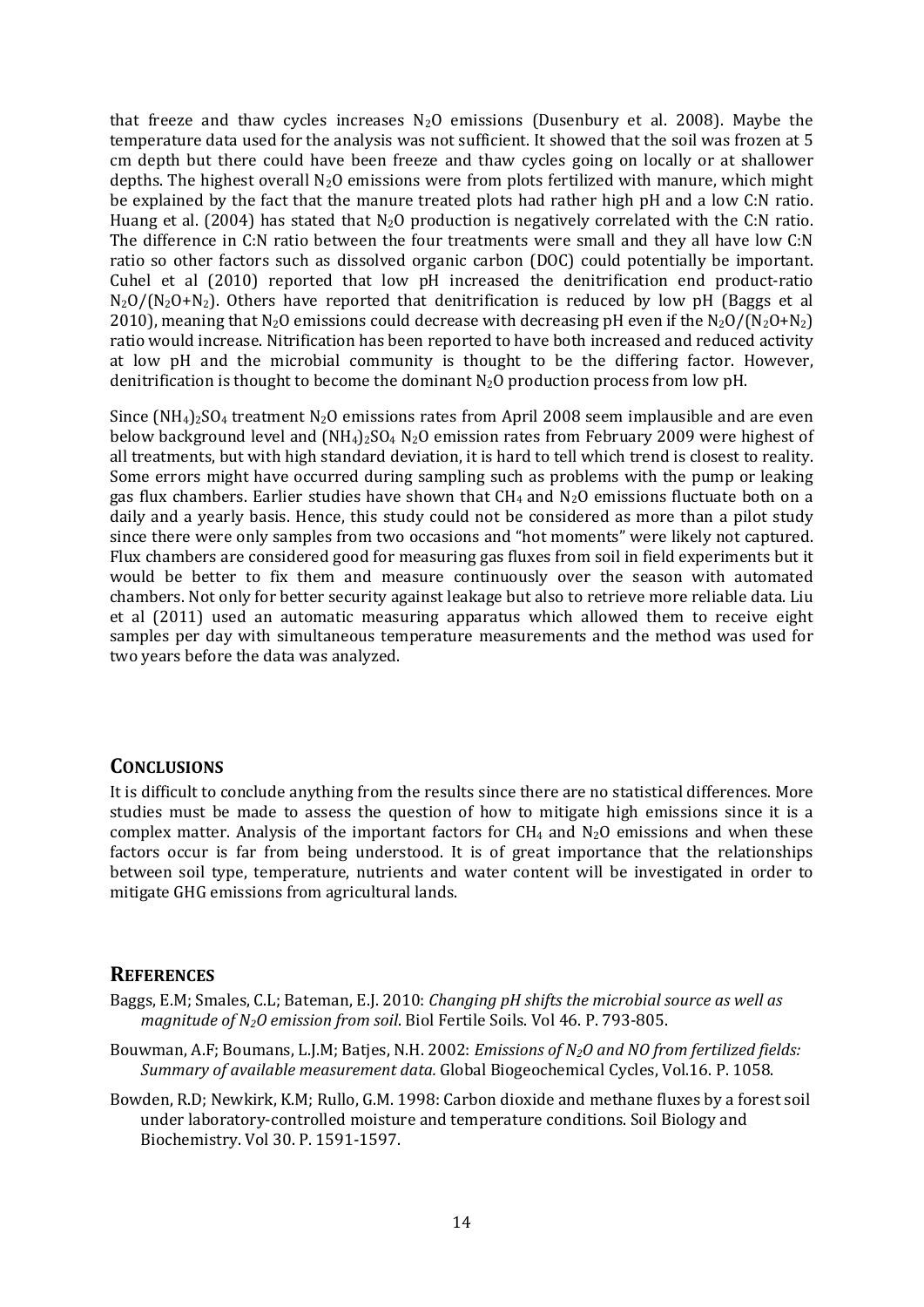that freeze and thaw cycles increases $N_2O$ emissions (Dusenbury et al. 2008). Maybe the temperature data used for the analysis was not sufficient. It showed that the soil was frozen at 5 cm depth but there could have been freeze and thaw cycles going on locally or at shallower depths. The highest overall $N_2O$ emissions were from plots fertilized with manure, which might be explained by the fact that the manure treated plots had rather high pH and a low C:N ratio. Huang et al. (2004) has stated that $N_2O$ production is negatively correlated with the C:N ratio. The difference in C:N ratio between the four treatments were small and they all have low C:N ratio so other factors such as dissolved organic carbon (DOC) could potentially be important. Cuhel et al (2010) reported that low pH increased the denitrification end product-ratio $N_2O/(N_2O+N_2)$. Others have reported that denitrification is reduced by low pH (Baggs et al 2010), meaning that $N_2O$ emissions could decrease with decreasing pH even if the $N_2O/(N_2O+N_2)$ ratio would increase. Nitrification has been reported to have both increased and reduced activity at low pH and the microbial community is thought to be the differing factor. However, denitrification is thought to become the dominant $N_2O$ production process from low pH.

Since $(NH_4)_2SO_4$ treatment $N_2O$ emissions rates from April 2008 seem implausible and are even below background level and $(NH_4)_2SO_4$ $N_2O$ emission rates from February 2009 were highest of all treatments, but with high standard deviation, it is hard to tell which trend is closest to reality. Some errors might have occurred during sampling such as problems with the pump or leaking gas flux chambers. Earlier studies have shown that $CH_4$ and $N_2O$ emissions fluctuate both on a daily and a yearly basis. Hence, this study could not be considered as more than a pilot study since there were only samples from two occasions and "hot moments" were likely not captured. Flux chambers are considered good for measuring gas fluxes from soil in field experiments but it would be better to fix them and measure continuously over the season with automated chambers. Not only for better security against leakage but also to retrieve more reliable data. Liu et al (2011) used an automatic measuring apparatus which allowed them to receive eight samples per day with simultaneous temperature measurements and the method was used for two years before the data was analyzed.

## Conclusions

It is difficult to conclude anything from the results since there are no statistical differences. More studies must be made to assess the question of how to mitigate high emissions since it is a complex matter. Analysis of the important factors for $CH_4$ and $N_2O$ emissions and when these factors occur is far from being understood. It is of great importance that the relationships between soil type, temperature, nutrients and water content will be investigated in order to mitigate GHG emissions from agricultural lands.

## References

Baggs, E.M; Smales, C.L; Bateman, E.J. 2010: *Changing pH shifts the microbial source as well as magnitude of $N_2O$ emission from soil*. Biol Fertile Soils. Vol 46. P. 793-805.

Bouwman, A.F; Boumans, L.J.M; Batjes, N.H. 2002: *Emissions of $N_2O$ and NO from fertilized fields: Summary of available measurement data.* Global Biogeochemical Cycles, Vol.16. P. 1058.

Bowden, R.D; Newkirk, K.M; Rullo, G.M. 1998: Carbon dioxide and methane fluxes by a forest soil under laboratory-controlled moisture and temperature conditions. Soil Biology and Biochemistry. Vol 30. P. 1591-1597.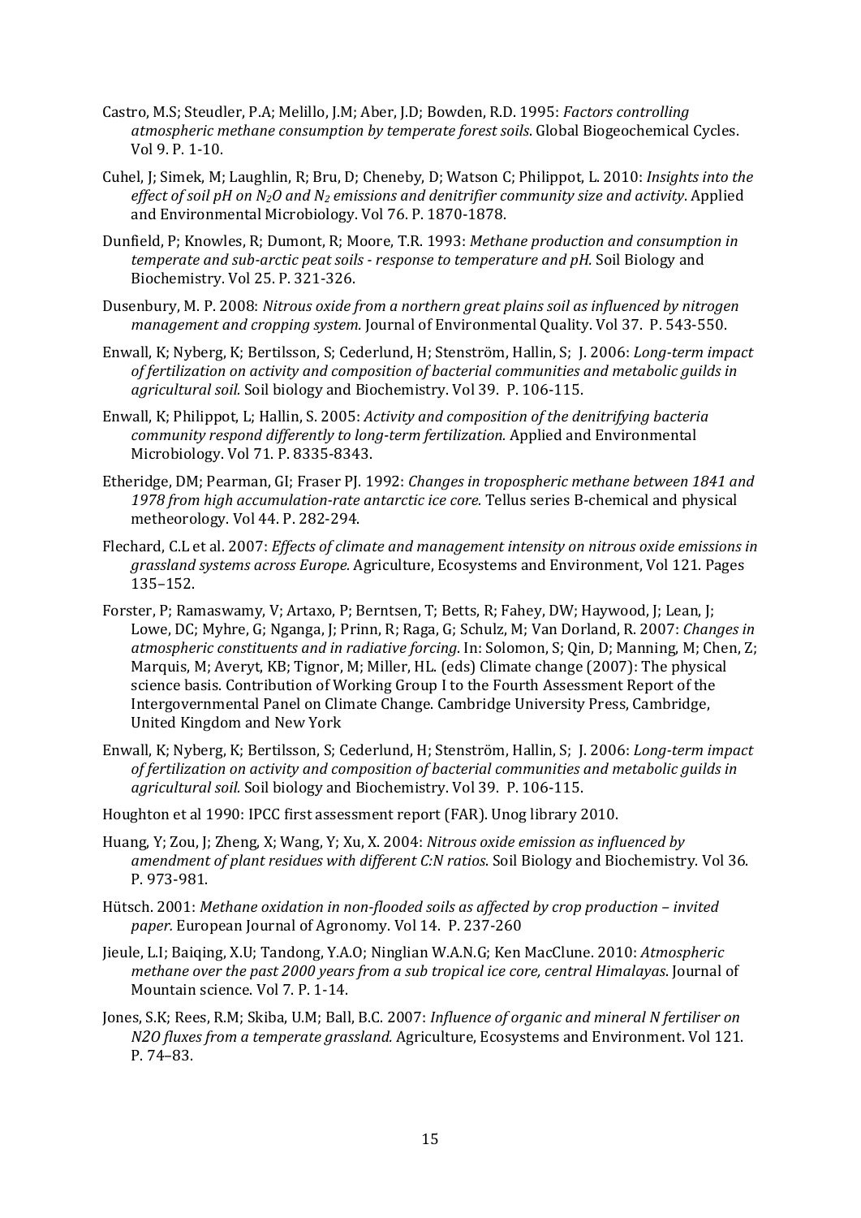Castro, M.S; Steudler, P.A; Melillo, J.M; Aber, J.D; Bowden, R.D. 1995: *Factors controlling atmospheric methane consumption by temperate forest soils*. Global Biogeochemical Cycles. Vol 9. P. 1-10.

Cuhel, J; Simek, M; Laughlin, R; Bru, D; Cheneby, D; Watson C; Philippot, L. 2010: *Insights into the effect of soil pH on $N_2O$ and $N_2$ emissions and denitrifier community size and activity*. Applied and Environmental Microbiology. Vol 76. P. 1870-1878.

Dunfield, P; Knowles, R; Dumont, R; Moore, T.R. 1993: *Methane production and consumption in temperate and sub-arctic peat soils - response to temperature and pH.* Soil Biology and Biochemistry. Vol 25. P. 321-326.

Dusenbury, M. P. 2008: *Nitrous oxide from a northern great plains soil as influenced by nitrogen management and cropping system.* Journal of Environmental Quality. Vol 37. P. 543-550.

Enwall, K; Nyberg, K; Bertilsson, S; Cederlund, H; Stenström, Hallin, S; J. 2006: *Long-term impact of fertilization on activity and composition of bacterial communities and metabolic guilds in agricultural soil.* Soil biology and Biochemistry. Vol 39. P. 106-115.

Enwall, K; Philippot, L; Hallin, S. 2005: *Activity and composition of the denitrifying bacteria community respond differently to long-term fertilization.* Applied and Environmental Microbiology. Vol 71. P. 8335-8343.

Etheridge, DM; Pearman, GI; Fraser PJ. 1992: *Changes in tropospheric methane between 1841 and 1978 from high accumulation-rate antarctic ice core.* Tellus series B-chemical and physical metheorology. Vol 44. P. 282-294.

Flechard, C.L et al. 2007: *Effects of climate and management intensity on nitrous oxide emissions in grassland systems across Europe.* Agriculture, Ecosystems and Environment, Vol 121. Pages 135–152.

Forster, P; Ramaswamy, V; Artaxo, P; Berntsen, T; Betts, R; Fahey, DW; Haywood, J; Lean, J; Lowe, DC; Myhre, G; Nganga, J; Prinn, R; Raga, G; Schulz, M; Van Dorland, R. 2007: *Changes in atmospheric constituents and in radiative forcing*. In: Solomon, S; Qin, D; Manning, M; Chen, Z; Marquis, M; Averyt, KB; Tignor, M; Miller, HL. (eds) Climate change (2007): The physical science basis. Contribution of Working Group I to the Fourth Assessment Report of the Intergovernmental Panel on Climate Change. Cambridge University Press, Cambridge, United Kingdom and New York

Enwall, K; Nyberg, K; Bertilsson, S; Cederlund, H; Stenström, Hallin, S; J. 2006: *Long-term impact of fertilization on activity and composition of bacterial communities and metabolic guilds in agricultural soil.* Soil biology and Biochemistry. Vol 39. P. 106-115.

Houghton et al 1990: IPCC first assessment report (FAR). Unog library 2010.

Huang, Y; Zou, J; Zheng, X; Wang, Y; Xu, X. 2004: *Nitrous oxide emission as influenced by amendment of plant residues with different C:N ratios*. Soil Biology and Biochemistry. Vol 36. P. 973-981.

Hütsch. 2001: *Methane oxidation in non-flooded soils as affected by crop production – invited paper.* European Journal of Agronomy. Vol 14. P. 237-260

Jieule, L.I; Baiqing, X.U; Tandong, Y.A.O; Ninglian W.A.N.G; Ken MacClune. 2010: *Atmospheric methane over the past 2000 years from a sub tropical ice core, central Himalayas*. Journal of Mountain science. Vol 7. P. 1-14.

Jones, S.K; Rees, R.M; Skiba, U.M; Ball, B.C. 2007: *Influence of organic and mineral N fertiliser on N2O fluxes from a temperate grassland.* Agriculture, Ecosystems and Environment. Vol 121. P. 74–83.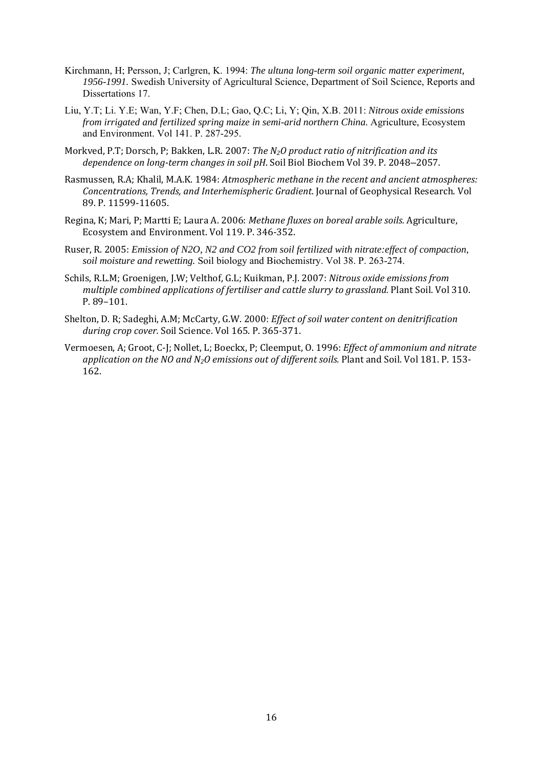Kirchmann, H; Persson, J; Carlgren, K. 1994: *The ultuna long-term soil organic matter experiment, 1956-1991.* Swedish University of Agricultural Science, Department of Soil Science, Reports and Dissertations 17.

Liu, Y.T; Li. Y.E; Wan, Y.F; Chen, D.L; Gao, Q.C; Li, Y; Qin, X.B. 2011: *Nitrous oxide emissions from irrigated and fertilized spring maize in semi-arid northern China.* Agriculture, Ecosystem and Environment. Vol 141. P. 287-295.

Morkved, P.T; Dorsch, P; Bakken, L.R. 2007: *The $N_2O$ product ratio of nitrification and its dependence on long-term changes in soil pH.* Soil Biol Biochem Vol 39. P. 2048–2057.

Rasmussen, R.A; Khalil, M.A.K. 1984: *Atmospheric methane in the recent and ancient atmospheres: Concentrations, Trends, and Interhemispheric Gradient.* Journal of Geophysical Research. Vol 89. P. 11599-11605.

Regina, K; Mari, P; Martti E; Laura A. 2006: *Methane fluxes on boreal arable soils.* Agriculture, Ecosystem and Environment. Vol 119. P. 346-352.

Ruser, R. 2005: *Emission of N2O, N2 and CO2 from soil fertilized with nitrate:effect of compaction, soil moisture and rewetting.* Soil biology and Biochemistry. Vol 38. P. 263-274.

Schils, R.L.M; Groenigen, J.W; Velthof, G.L; Kuikman, P.J. 2007: *Nitrous oxide emissions from multiple combined applications of fertiliser and cattle slurry to grassland.* Plant Soil. Vol 310. P. 89–101.

Shelton, D. R; Sadeghi, A.M; McCarty, G.W. 2000: *Effect of soil water content on denitrification during crop cover.* Soil Science. Vol 165. P. 365-371.

Vermoesen, A; Groot, C-J; Nollet, L; Boeckx, P; Cleemput, O. 1996: *Effect of ammonium and nitrate application on the NO and $N_2O$ emissions out of different soils.* Plant and Soil. Vol 181. P. 153-162.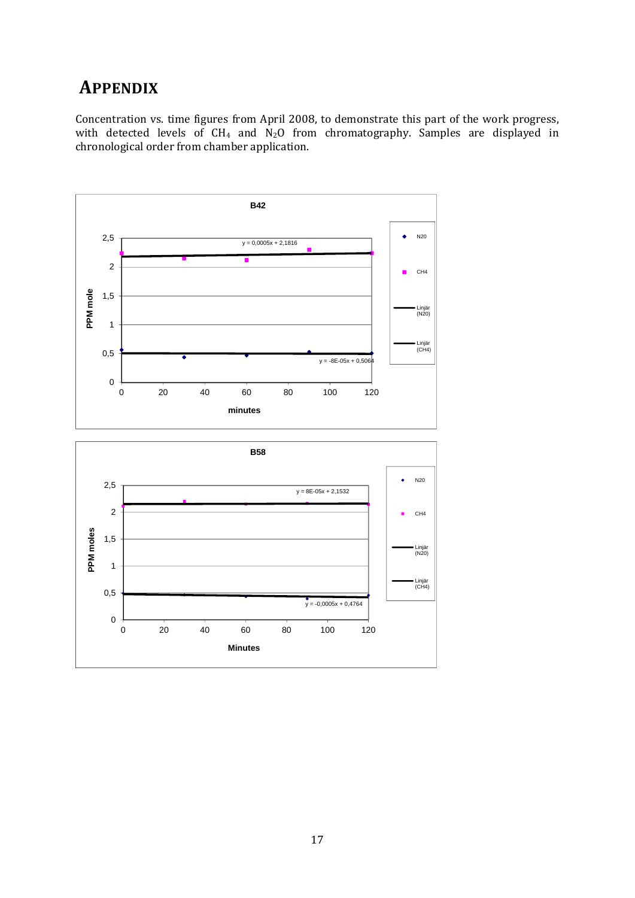# Appendix

Concentration vs. time figures from April 2008, to demonstrate this part of the work progress, with detected levels of $CH_4$ and $N_2O$ from chromatography. Samples are displayed in chronological order from chamber application.

**B42**

y = 0,0005x + 2,1816

y = -8E-05x + 0,5064

PPM mole

minutes

N20, CH4, Linjär (N20), Linjär (CH4)

**B58**

y = 8E-05x + 2,1532

y = -0,0005x + 0,4764

PPM moles

Minutes

N20, CH4, Linjär (N20), Linjär (CH4)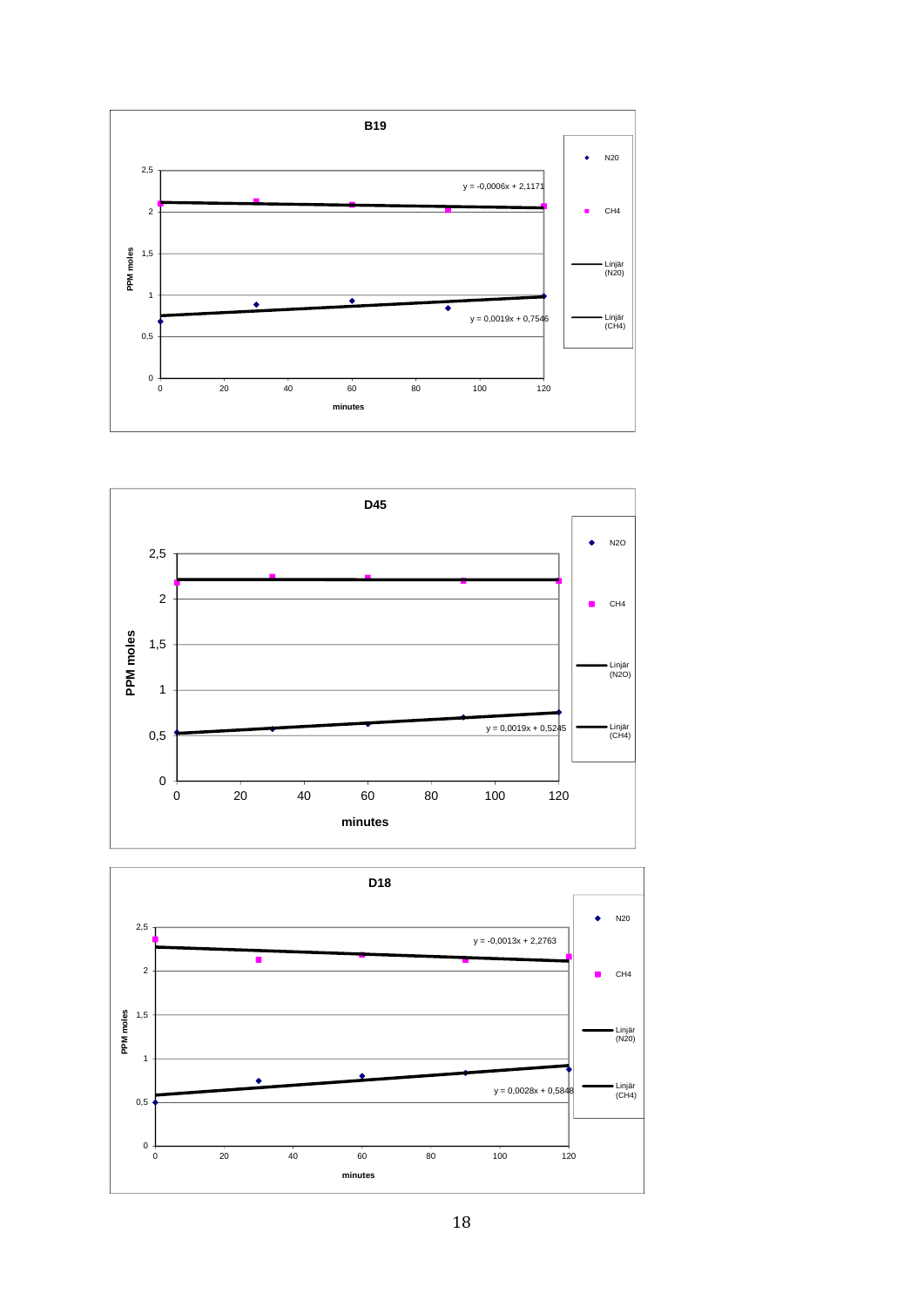**B19**

| | |
|---|---|
| Y-axis | PPM moles |
| X-axis | minutes |
| Legend | N20, CH4, Linjär (N20), Linjär (CH4) |
| CH4 trendline | y = -0,0006x + 2,1171 |
| N20 trendline | y = 0,0019x + 0,7546 |

**D45**

| | |
|---|---|
| Y-axis | PPM moles |
| X-axis | minutes |
| Legend | N2O, CH4, Linjär (N2O), Linjär (CH4) |
| N2O trendline | y = 0,0019x + 0,5245 |

**D18**

| | |
|---|---|
| Y-axis | PPM moles |
| X-axis | minutes |
| Legend | N20, CH4, Linjär (N20), Linjär (CH4) |
| CH4 trendline | y = -0,0013x + 2,2763 |
| N20 trendline | y = 0,0028x + 0,5848 |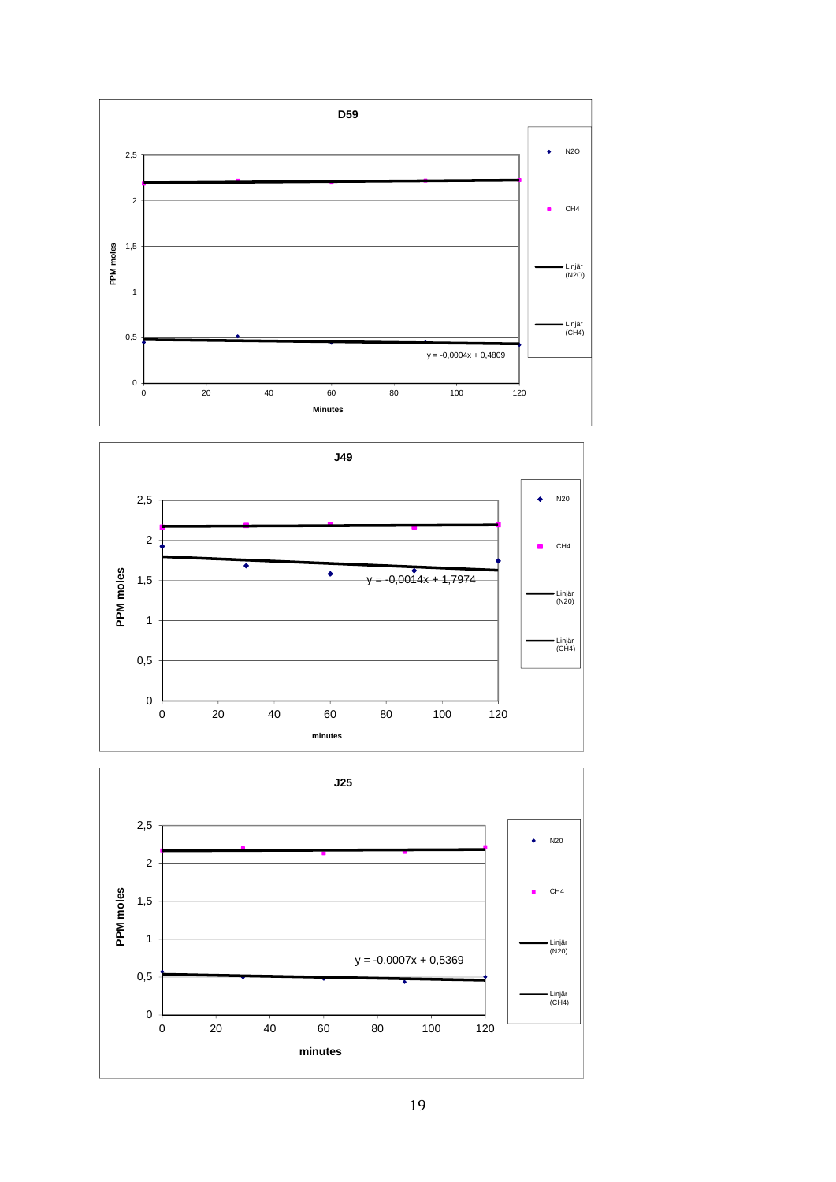## D59

PPM moles

2,5
2
1,5
1
0,5
0

0 20 40 60 80 100 120

Minutes

$y = -0{,}0004x + 0{,}4809$

- N2O
- CH4
- Linjär (N2O)
- Linjär (CH4)

## J49

PPM moles

2,5
2
1,5
1
0,5
0

0 20 40 60 80 100 120

minutes

$y = -0{,}0014x + 1{,}7974$

- N20
- CH4
- Linjär (N20)
- Linjär (CH4)

## J25

PPM moles

2,5
2
1,5
1
0,5
0

0 20 40 60 80 100 120

minutes

$y = -0{,}0007x + 0{,}5369$

- N20
- CH4
- Linjär (N20)
- Linjär (CH4)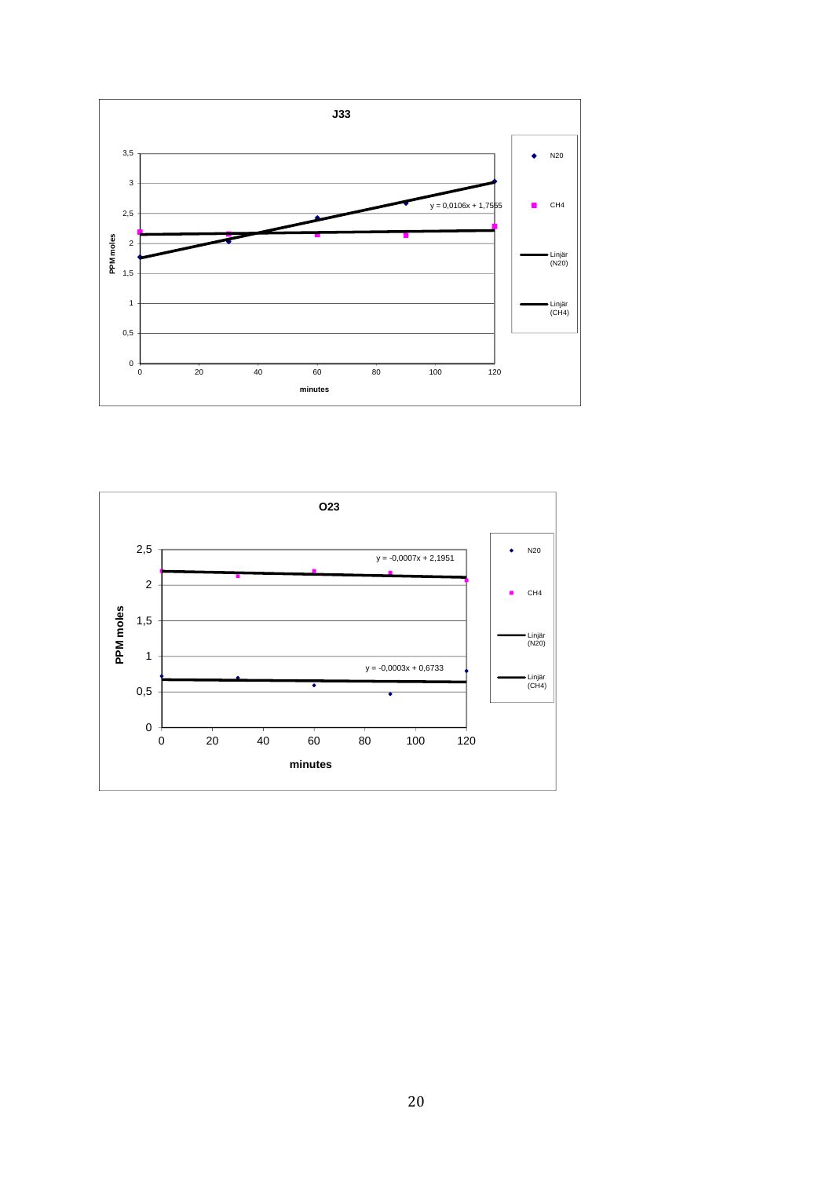**J33**

PPM moles

minutes

N20

CH4

Linjär (N20)

Linjär (CH4)

y = 0,0106x + 1,7555

**O23**

PPM moles

minutes

N20

CH4

Linjär (N20)

Linjär (CH4)

y = -0,0007x + 2,1951

y = -0,0003x + 0,6733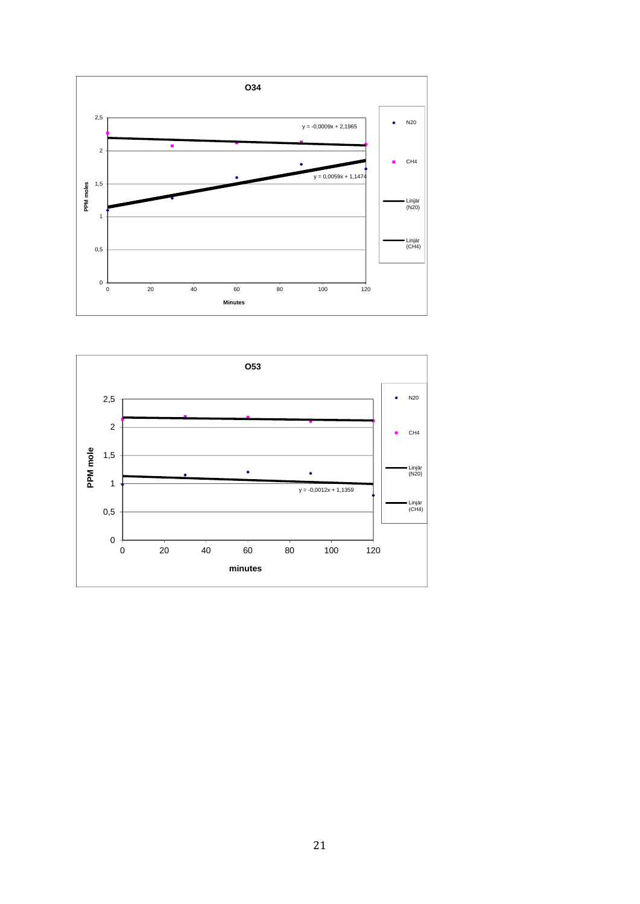O34

2,5
2
1,5
1
0,5
0

PPM moles

0 20 40 60 80 100 120

Minutes

y = -0,0009x + 2,1965

y = 0,0059x + 1,1474

N20

CH4

Linjär (N20)

Linjär (CH4)

O53

2,5
2
1,5
1
0,5
0

PPM mole

0 20 40 60 80 100 120

minutes

y = -0,0012x + 1,1359

N20

CH4

Linjär (N20)

Linjär (CH4)